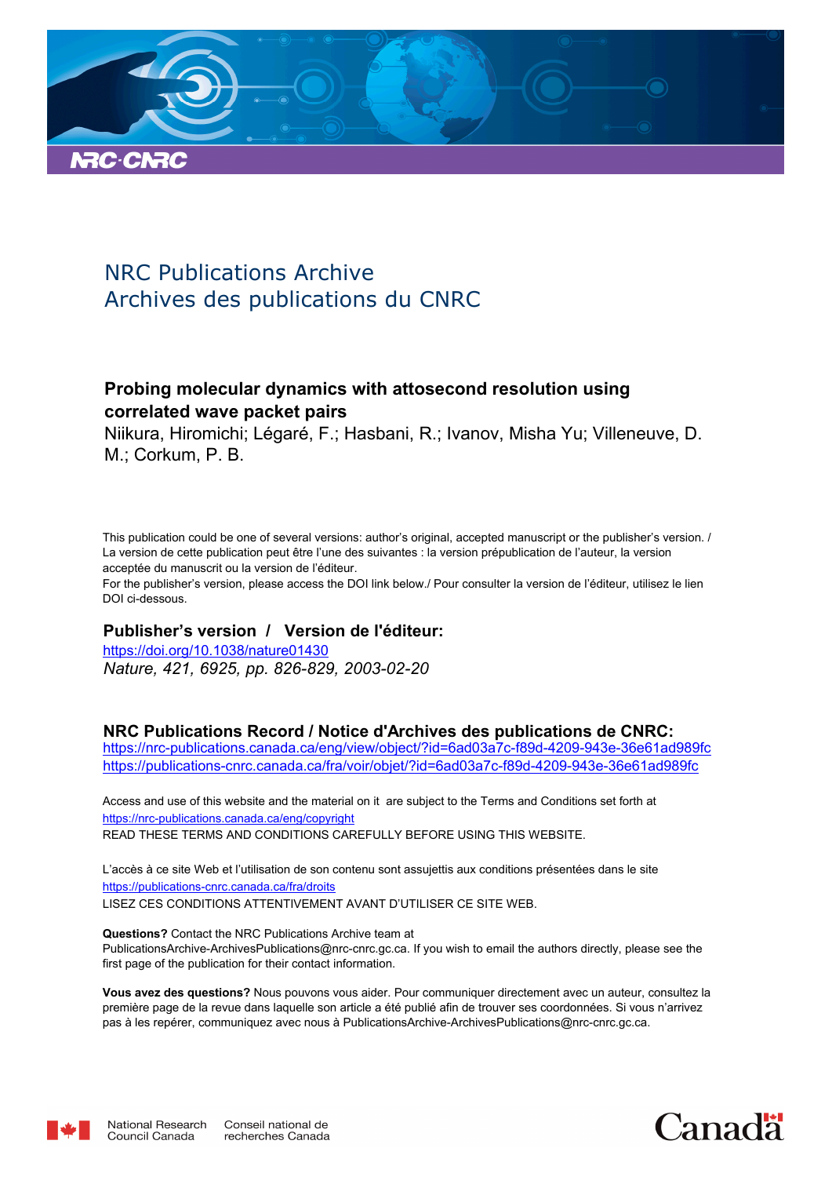NRC Publications Archive
Archives des publications du CNRC

**Probing molecular dynamics with attosecond resolution using correlated wave packet pairs**
Niikura, Hiromichi; Légaré, F.; Hasbani, R.; Ivanov, Misha Yu; Villeneuve, D. M.; Corkum, P. B.

This publication could be one of several versions: author's original, accepted manuscript or the publisher's version. / La version de cette publication peut être l'une des suivantes : la version prépublication de l'auteur, la version acceptée du manuscrit ou la version de l'éditeur.

For the publisher's version, please access the DOI link below./ Pour consulter la version de l'éditeur, utilisez le lien DOI ci-dessous.

**Publisher's version / Version de l'éditeur:**

https://doi.org/10.1038/nature01430
*Nature, 421, 6925, pp. 826-829, 2003-02-20*

**NRC Publications Record / Notice d'Archives des publications de CNRC:**

https://nrc-publications.canada.ca/eng/view/object/?id=6ad03a7c-f89d-4209-943e-36e61ad989fc
https://publications-cnrc.canada.ca/fra/voir/objet/?id=6ad03a7c-f89d-4209-943e-36e61ad989fc

Access and use of this website and the material on it are subject to the Terms and Conditions set forth at https://nrc-publications.canada.ca/eng/copyright
READ THESE TERMS AND CONDITIONS CAREFULLY BEFORE USING THIS WEBSITE.

L'accès à ce site Web et l'utilisation de son contenu sont assujettis aux conditions présentées dans le site https://publications-cnrc.canada.ca/fra/droits
LISEZ CES CONDITIONS ATTENTIVEMENT AVANT D'UTILISER CE SITE WEB.

**Questions?** Contact the NRC Publications Archive team at PublicationsArchive-ArchivesPublications@nrc-cnrc.gc.ca. If you wish to email the authors directly, please see the first page of the publication for their contact information.

**Vous avez des questions?** Nous pouvons vous aider. Pour communiquer directement avec un auteur, consultez la première page de la revue dans laquelle son article a été publié afin de trouver ses coordonnées. Si vous n'arrivez pas à les repérer, communiquez avec nous à PublicationsArchive-ArchivesPublications@nrc-cnrc.gc.ca.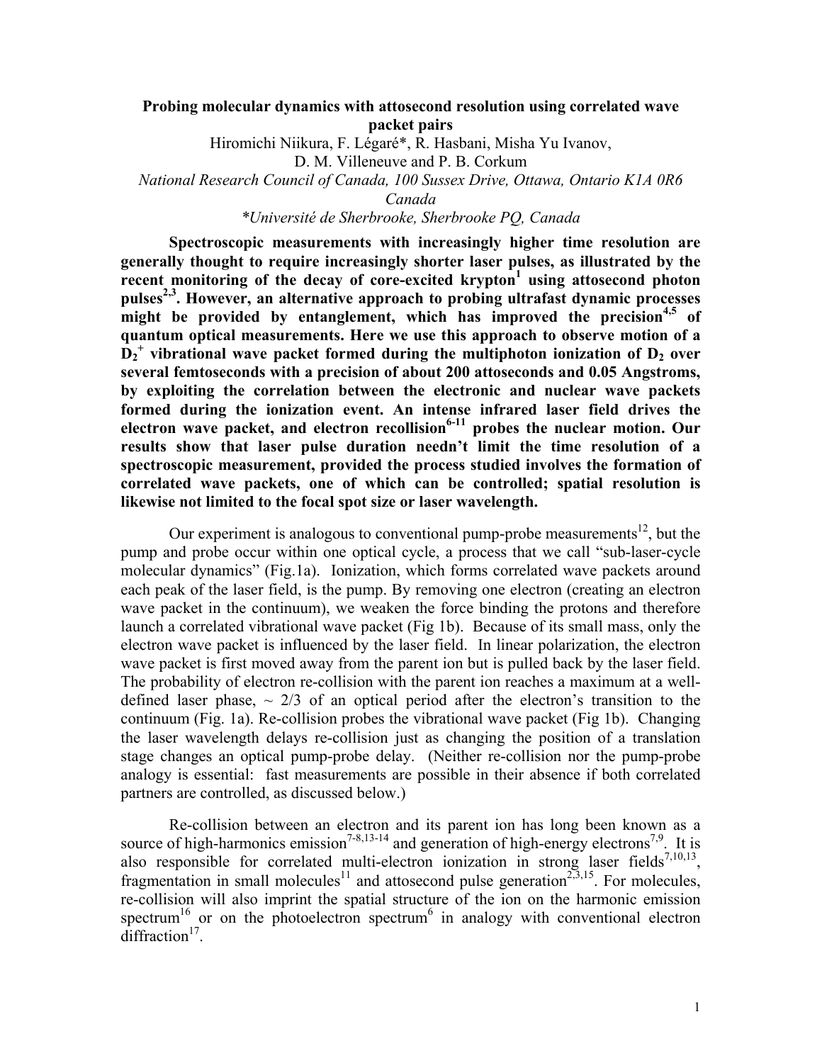**Probing molecular dynamics with attosecond resolution using correlated wave packet pairs**

Hiromichi Niikura, F. Légaré*, R. Hasbani, Misha Yu Ivanov, D. M. Villeneuve and P. B. Corkum

*National Research Council of Canada, 100 Sussex Drive, Ottawa, Ontario K1A 0R6 Canada*

*\*Université de Sherbrooke, Sherbrooke PQ, Canada*

**Spectroscopic measurements with increasingly higher time resolution are generally thought to require increasingly shorter laser pulses, as illustrated by the recent monitoring of the decay of core-excited krypton[1] using attosecond photon pulses[2,3]. However, an alternative approach to probing ultrafast dynamic processes might be provided by entanglement, which has improved the precision[4,5] of quantum optical measurements. Here we use this approach to observe motion of a $D_2^+$ vibrational wave packet formed during the multiphoton ionization of $D_2$ over several femtoseconds with a precision of about 200 attoseconds and 0.05 Angstroms, by exploiting the correlation between the electronic and nuclear wave packets formed during the ionization event. An intense infrared laser field drives the electron wave packet, and electron recollision[6-11] probes the nuclear motion. Our results show that laser pulse duration needn't limit the time resolution of a spectroscopic measurement, provided the process studied involves the formation of correlated wave packets, one of which can be controlled; spatial resolution is likewise not limited to the focal spot size or laser wavelength.**

Our experiment is analogous to conventional pump-probe measurements[12], but the pump and probe occur within one optical cycle, a process that we call "sub-laser-cycle molecular dynamics" (Fig.1a). Ionization, which forms correlated wave packets around each peak of the laser field, is the pump. By removing one electron (creating an electron wave packet in the continuum), we weaken the force binding the protons and therefore launch a correlated vibrational wave packet (Fig 1b). Because of its small mass, only the electron wave packet is influenced by the laser field. In linear polarization, the electron wave packet is first moved away from the parent ion but is pulled back by the laser field. The probability of electron re-collision with the parent ion reaches a maximum at a well-defined laser phase, ~ 2/3 of an optical period after the electron's transition to the continuum (Fig. 1a). Re-collision probes the vibrational wave packet (Fig 1b). Changing the laser wavelength delays re-collision just as changing the position of a translation stage changes an optical pump-probe delay. (Neither re-collision nor the pump-probe analogy is essential: fast measurements are possible in their absence if both correlated partners are controlled, as discussed below.)

Re-collision between an electron and its parent ion has long been known as a source of high-harmonics emission[7-8,13-14] and generation of high-energy electrons[7,9]. It is also responsible for correlated multi-electron ionization in strong laser fields[7,10,13], fragmentation in small molecules[11] and attosecond pulse generation[2,3,15]. For molecules, re-collision will also imprint the spatial structure of the ion on the harmonic emission spectrum[16] or on the photoelectron spectrum[6] in analogy with conventional electron diffraction[17].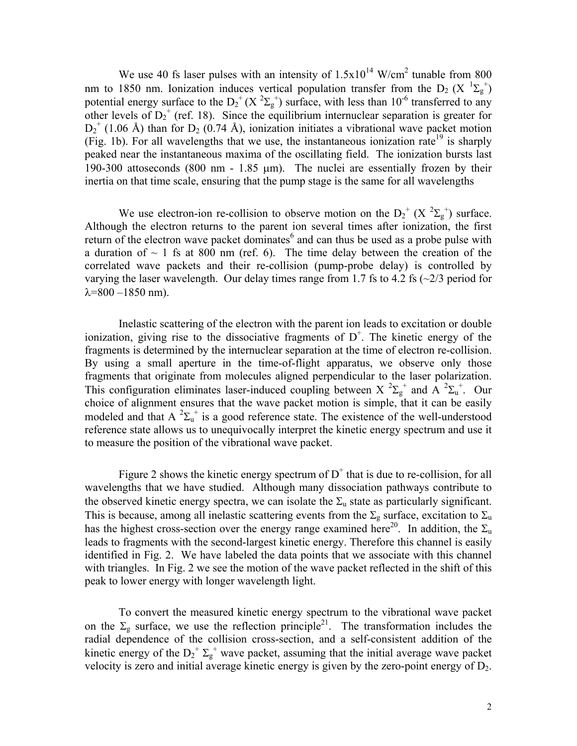We use 40 fs laser pulses with an intensity of $1.5 \times 10^{14}$ W/cm$^2$ tunable from 800 nm to 1850 nm. Ionization induces vertical population transfer from the $D_2$ ($X\ ^1\Sigma_g^+$) potential energy surface to the $D_2^+$ ($X\ ^2\Sigma_g^+$) surface, with less than $10^{-6}$ transferred to any other levels of $D_2^+$ (ref. 18). Since the equilibrium internuclear separation is greater for $D_2^+$ (1.06 Å) than for $D_2$ (0.74 Å), ionization initiates a vibrational wave packet motion (Fig. 1b). For all wavelengths that we use, the instantaneous ionization rate[19] is sharply peaked near the instantaneous maxima of the oscillating field. The ionization bursts last 190-300 attoseconds (800 nm - 1.85 μm). The nuclei are essentially frozen by their inertia on that time scale, ensuring that the pump stage is the same for all wavelengths

We use electron-ion re-collision to observe motion on the $D_2^+$ ($X\ ^2\Sigma_g^+$) surface. Although the electron returns to the parent ion several times after ionization, the first return of the electron wave packet dominates[6] and can thus be used as a probe pulse with a duration of ~ 1 fs at 800 nm (ref. 6). The time delay between the creation of the correlated wave packets and their re-collision (pump-probe delay) is controlled by varying the laser wavelength. Our delay times range from 1.7 fs to 4.2 fs (~2/3 period for $\lambda$=800 –1850 nm).

Inelastic scattering of the electron with the parent ion leads to excitation or double ionization, giving rise to the dissociative fragments of $D^+$. The kinetic energy of the fragments is determined by the internuclear separation at the time of electron re-collision. By using a small aperture in the time-of-flight apparatus, we observe only those fragments that originate from molecules aligned perpendicular to the laser polarization. This configuration eliminates laser-induced coupling between $X\ ^2\Sigma_g^+$ and $A\ ^2\Sigma_u^+$. Our choice of alignment ensures that the wave packet motion is simple, that it can be easily modeled and that $A\ ^2\Sigma_u^+$ is a good reference state. The existence of the well-understood reference state allows us to unequivocally interpret the kinetic energy spectrum and use it to measure the position of the vibrational wave packet.

Figure 2 shows the kinetic energy spectrum of $D^+$ that is due to re-collision, for all wavelengths that we have studied. Although many dissociation pathways contribute to the observed kinetic energy spectra, we can isolate the $\Sigma_u$ state as particularly significant. This is because, among all inelastic scattering events from the $\Sigma_g$ surface, excitation to $\Sigma_u$ has the highest cross-section over the energy range examined here[20]. In addition, the $\Sigma_u$ leads to fragments with the second-largest kinetic energy. Therefore this channel is easily identified in Fig. 2. We have labeled the data points that we associate with this channel with triangles. In Fig. 2 we see the motion of the wave packet reflected in the shift of this peak to lower energy with longer wavelength light.

To convert the measured kinetic energy spectrum to the vibrational wave packet on the $\Sigma_g$ surface, we use the reflection principle[21]. The transformation includes the radial dependence of the collision cross-section, and a self-consistent addition of the kinetic energy of the $D_2^+$ $\Sigma_g^+$ wave packet, assuming that the initial average wave packet velocity is zero and initial average kinetic energy is given by the zero-point energy of $D_2$.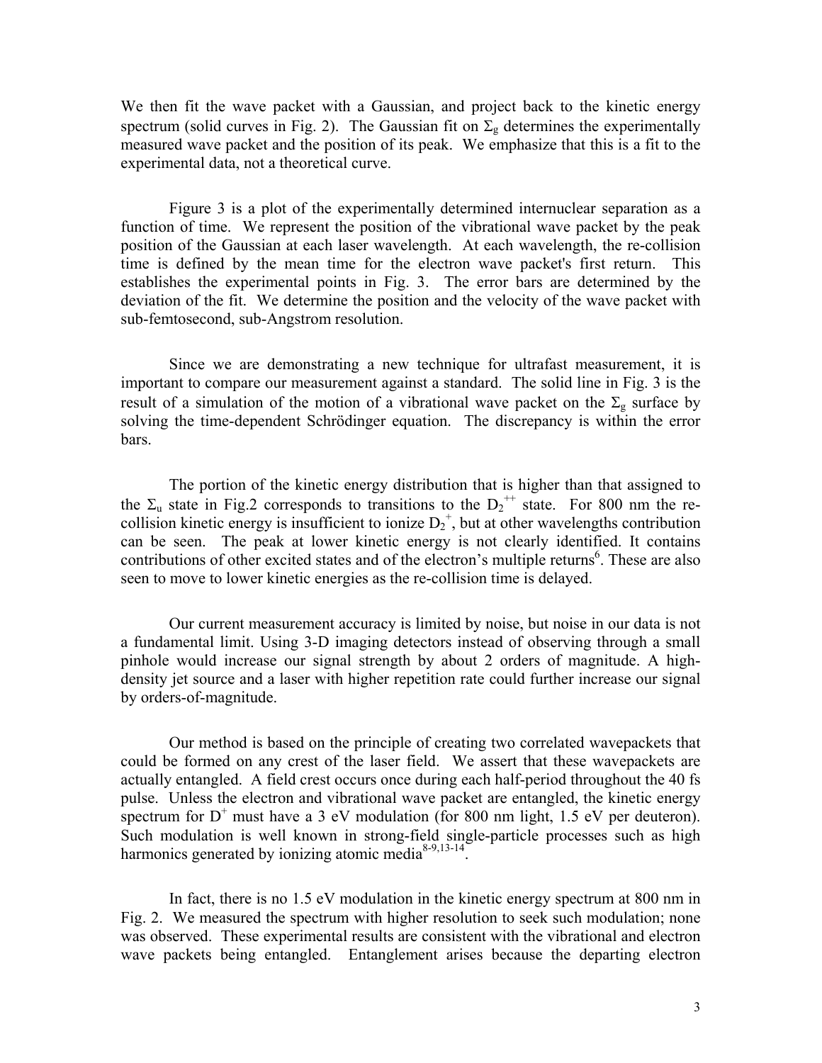We then fit the wave packet with a Gaussian, and project back to the kinetic energy spectrum (solid curves in Fig. 2). The Gaussian fit on $\Sigma_g$ determines the experimentally measured wave packet and the position of its peak. We emphasize that this is a fit to the experimental data, not a theoretical curve.

Figure 3 is a plot of the experimentally determined internuclear separation as a function of time. We represent the position of the vibrational wave packet by the peak position of the Gaussian at each laser wavelength. At each wavelength, the re-collision time is defined by the mean time for the electron wave packet's first return. This establishes the experimental points in Fig. 3. The error bars are determined by the deviation of the fit. We determine the position and the velocity of the wave packet with sub-femtosecond, sub-Angstrom resolution.

Since we are demonstrating a new technique for ultrafast measurement, it is important to compare our measurement against a standard. The solid line in Fig. 3 is the result of a simulation of the motion of a vibrational wave packet on the $\Sigma_g$ surface by solving the time-dependent Schrödinger equation. The discrepancy is within the error bars.

The portion of the kinetic energy distribution that is higher than that assigned to the $\Sigma_u$ state in Fig.2 corresponds to transitions to the $D_2^{++}$ state. For 800 nm the re-collision kinetic energy is insufficient to ionize $D_2^+$, but at other wavelengths contribution can be seen. The peak at lower kinetic energy is not clearly identified. It contains contributions of other excited states and of the electron's multiple returns[6]. These are also seen to move to lower kinetic energies as the re-collision time is delayed.

Our current measurement accuracy is limited by noise, but noise in our data is not a fundamental limit. Using 3-D imaging detectors instead of observing through a small pinhole would increase our signal strength by about 2 orders of magnitude. A high-density jet source and a laser with higher repetition rate could further increase our signal by orders-of-magnitude.

Our method is based on the principle of creating two correlated wavepackets that could be formed on any crest of the laser field. We assert that these wavepackets are actually entangled. A field crest occurs once during each half-period throughout the 40 fs pulse. Unless the electron and vibrational wave packet are entangled, the kinetic energy spectrum for $D^+$ must have a 3 eV modulation (for 800 nm light, 1.5 eV per deuteron). Such modulation is well known in strong-field single-particle processes such as high harmonics generated by ionizing atomic media[8-9,13-14].

In fact, there is no 1.5 eV modulation in the kinetic energy spectrum at 800 nm in Fig. 2. We measured the spectrum with higher resolution to seek such modulation; none was observed. These experimental results are consistent with the vibrational and electron wave packets being entangled. Entanglement arises because the departing electron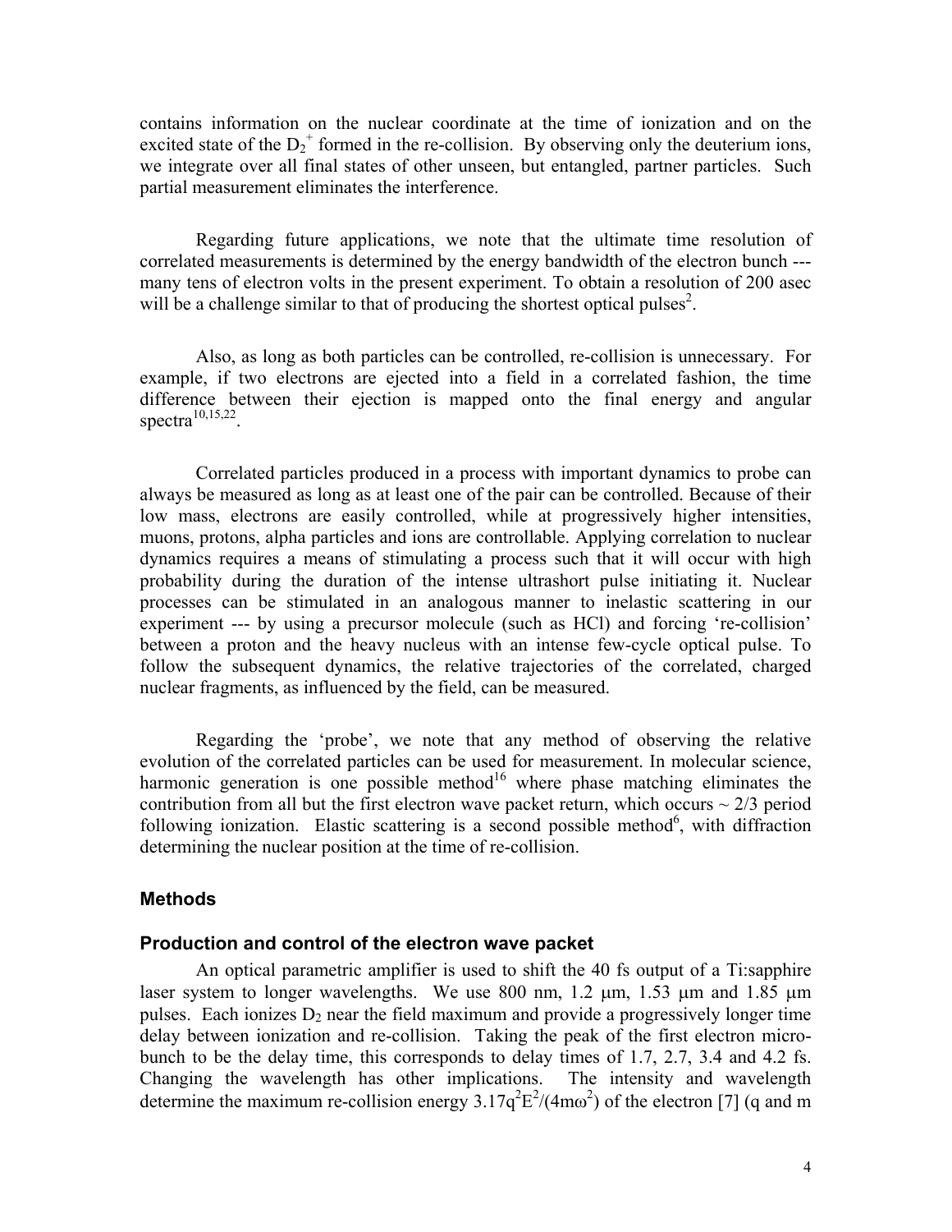contains information on the nuclear coordinate at the time of ionization and on the excited state of the $D_2^+$ formed in the re-collision. By observing only the deuterium ions, we integrate over all final states of other unseen, but entangled, partner particles. Such partial measurement eliminates the interference.

Regarding future applications, we note that the ultimate time resolution of correlated measurements is determined by the energy bandwidth of the electron bunch --- many tens of electron volts in the present experiment. To obtain a resolution of 200 asec will be a challenge similar to that of producing the shortest optical pulses[2].

Also, as long as both particles can be controlled, re-collision is unnecessary. For example, if two electrons are ejected into a field in a correlated fashion, the time difference between their ejection is mapped onto the final energy and angular spectra[10,15,22].

Correlated particles produced in a process with important dynamics to probe can always be measured as long as at least one of the pair can be controlled. Because of their low mass, electrons are easily controlled, while at progressively higher intensities, muons, protons, alpha particles and ions are controllable. Applying correlation to nuclear dynamics requires a means of stimulating a process such that it will occur with high probability during the duration of the intense ultrashort pulse initiating it. Nuclear processes can be stimulated in an analogous manner to inelastic scattering in our experiment --- by using a precursor molecule (such as HCl) and forcing 're-collision' between a proton and the heavy nucleus with an intense few-cycle optical pulse. To follow the subsequent dynamics, the relative trajectories of the correlated, charged nuclear fragments, as influenced by the field, can be measured.

Regarding the 'probe', we note that any method of observing the relative evolution of the correlated particles can be used for measurement. In molecular science, harmonic generation is one possible method[16] where phase matching eliminates the contribution from all but the first electron wave packet return, which occurs ~ 2/3 period following ionization. Elastic scattering is a second possible method[6], with diffraction determining the nuclear position at the time of re-collision.

## Methods

### Production and control of the electron wave packet

An optical parametric amplifier is used to shift the 40 fs output of a Ti:sapphire laser system to longer wavelengths. We use 800 nm, 1.2 μm, 1.53 μm and 1.85 μm pulses. Each ionizes $D_2$ near the field maximum and provide a progressively longer time delay between ionization and re-collision. Taking the peak of the first electron micro-bunch to be the delay time, this corresponds to delay times of 1.7, 2.7, 3.4 and 4.2 fs. Changing the wavelength has other implications. The intensity and wavelength determine the maximum re-collision energy $3.17q^2E^2/(4m\omega^2)$ of the electron [7] (q and m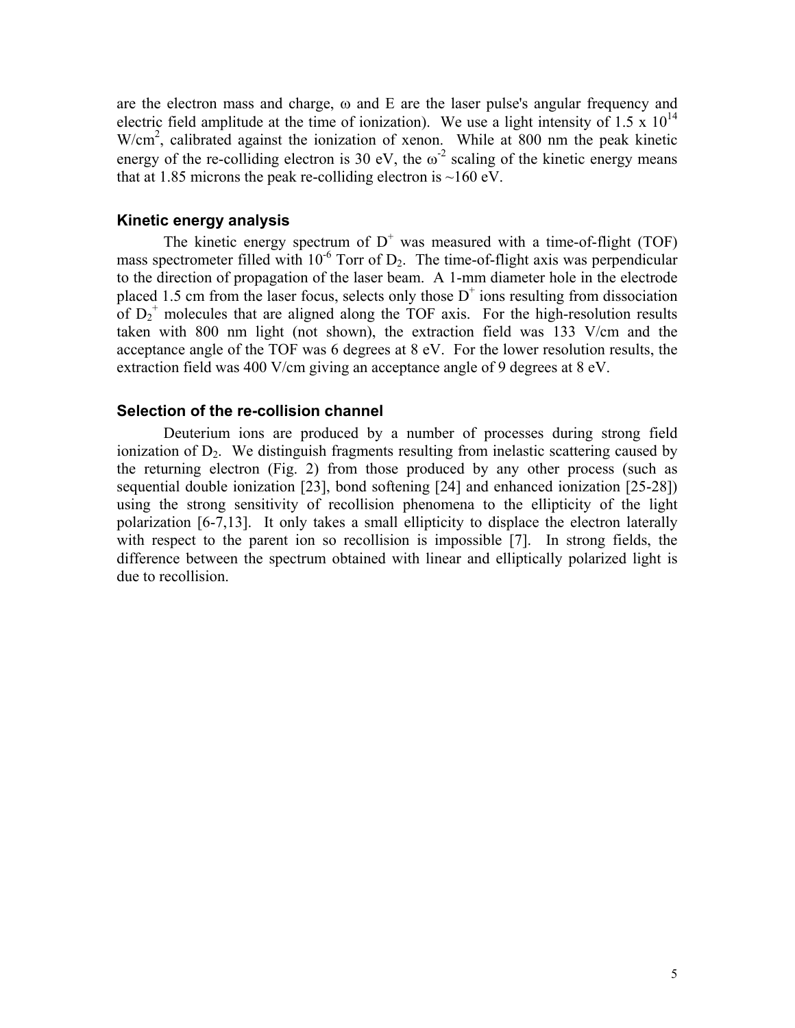are the electron mass and charge, ω and E are the laser pulse's angular frequency and electric field amplitude at the time of ionization). We use a light intensity of 1.5 x $10^{14}$ W/cm$^2$, calibrated against the ionization of xenon. While at 800 nm the peak kinetic energy of the re-colliding electron is 30 eV, the $\omega^{-2}$ scaling of the kinetic energy means that at 1.85 microns the peak re-colliding electron is ~160 eV.

### Kinetic energy analysis

The kinetic energy spectrum of $D^+$ was measured with a time-of-flight (TOF) mass spectrometer filled with $10^{-6}$ Torr of $D_2$. The time-of-flight axis was perpendicular to the direction of propagation of the laser beam. A 1-mm diameter hole in the electrode placed 1.5 cm from the laser focus, selects only those $D^+$ ions resulting from dissociation of $D_2^+$ molecules that are aligned along the TOF axis. For the high-resolution results taken with 800 nm light (not shown), the extraction field was 133 V/cm and the acceptance angle of the TOF was 6 degrees at 8 eV. For the lower resolution results, the extraction field was 400 V/cm giving an acceptance angle of 9 degrees at 8 eV.

### Selection of the re-collision channel

Deuterium ions are produced by a number of processes during strong field ionization of $D_2$. We distinguish fragments resulting from inelastic scattering caused by the returning electron (Fig. 2) from those produced by any other process (such as sequential double ionization [23], bond softening [24] and enhanced ionization [25-28]) using the strong sensitivity of recollision phenomena to the ellipticity of the light polarization [6-7,13]. It only takes a small ellipticity to displace the electron laterally with respect to the parent ion so recollision is impossible [7]. In strong fields, the difference between the spectrum obtained with linear and elliptically polarized light is due to recollision.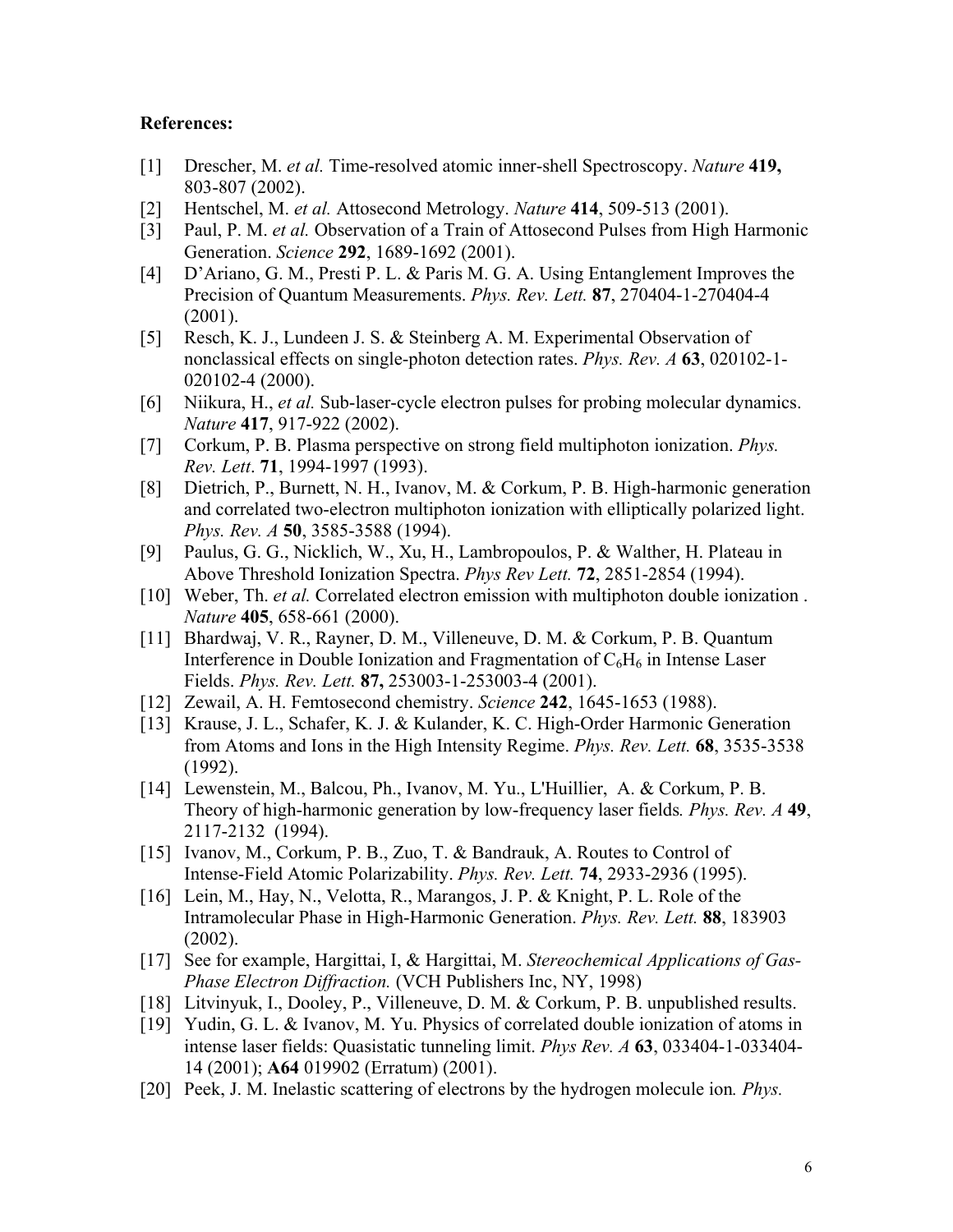**References:**

[1] Drescher, M. *et al.* Time-resolved atomic inner-shell Spectroscopy. *Nature* **419,** 803-807 (2002).

[2] Hentschel, M. *et al.* Attosecond Metrology. *Nature* **414**, 509-513 (2001).

[3] Paul, P. M. *et al.* Observation of a Train of Attosecond Pulses from High Harmonic Generation. *Science* **292**, 1689-1692 (2001).

[4] D'Ariano, G. M., Presti P. L. & Paris M. G. A. Using Entanglement Improves the Precision of Quantum Measurements. *Phys. Rev. Lett.* **87**, 270404-1-270404-4 (2001).

[5] Resch, K. J., Lundeen J. S. & Steinberg A. M. Experimental Observation of nonclassical effects on single-photon detection rates. *Phys. Rev. A* **63**, 020102-1-020102-4 (2000).

[6] Niikura, H., *et al.* Sub-laser-cycle electron pulses for probing molecular dynamics. *Nature* **417**, 917-922 (2002).

[7] Corkum, P. B. Plasma perspective on strong field multiphoton ionization. *Phys. Rev. Lett*. **71**, 1994-1997 (1993).

[8] Dietrich, P., Burnett, N. H., Ivanov, M. & Corkum, P. B. High-harmonic generation and correlated two-electron multiphoton ionization with elliptically polarized light. *Phys. Rev. A* **50**, 3585-3588 (1994).

[9] Paulus, G. G., Nicklich, W., Xu, H., Lambropoulos, P. & Walther, H. Plateau in Above Threshold Ionization Spectra. *Phys Rev Lett.* **72**, 2851-2854 (1994).

[10] Weber, Th. *et al.* Correlated electron emission with multiphoton double ionization . *Nature* **405**, 658-661 (2000).

[11] Bhardwaj, V. R., Rayner, D. M., Villeneuve, D. M. & Corkum, P. B. Quantum Interference in Double Ionization and Fragmentation of $C_6H_6$ in Intense Laser Fields. *Phys. Rev. Lett.* **87,** 253003-1-253003-4 (2001).

[12] Zewail, A. H. Femtosecond chemistry. *Science* **242**, 1645-1653 (1988).

[13] Krause, J. L., Schafer, K. J. & Kulander, K. C. High-Order Harmonic Generation from Atoms and Ions in the High Intensity Regime. *Phys. Rev. Lett.* **68**, 3535-3538 (1992).

[14] Lewenstein, M., Balcou, Ph., Ivanov, M. Yu., L'Huillier, A. & Corkum, P. B. Theory of high-harmonic generation by low-frequency laser fields*. Phys. Rev. A* **49**, 2117-2132 (1994).

[15] Ivanov, M., Corkum, P. B., Zuo, T. & Bandrauk, A. Routes to Control of Intense-Field Atomic Polarizability. *Phys. Rev. Lett.* **74**, 2933-2936 (1995).

[16] Lein, M., Hay, N., Velotta, R., Marangos, J. P. & Knight, P. L. Role of the Intramolecular Phase in High-Harmonic Generation. *Phys. Rev. Lett.* **88**, 183903 (2002).

[17] See for example, Hargittai, I, & Hargittai, M. *Stereochemical Applications of Gas-Phase Electron Diffraction.* (VCH Publishers Inc, NY, 1998)

[18] Litvinyuk, I., Dooley, P., Villeneuve, D. M. & Corkum, P. B. unpublished results.

[19] Yudin, G. L. & Ivanov, M. Yu. Physics of correlated double ionization of atoms in intense laser fields: Quasistatic tunneling limit. *Phys Rev A* **63**, 033404-1-033404-14 (2001); **A64** 019902 (Erratum) (2001).

[20] Peek, J. M. Inelastic scattering of electrons by the hydrogen molecule ion*. Phys.*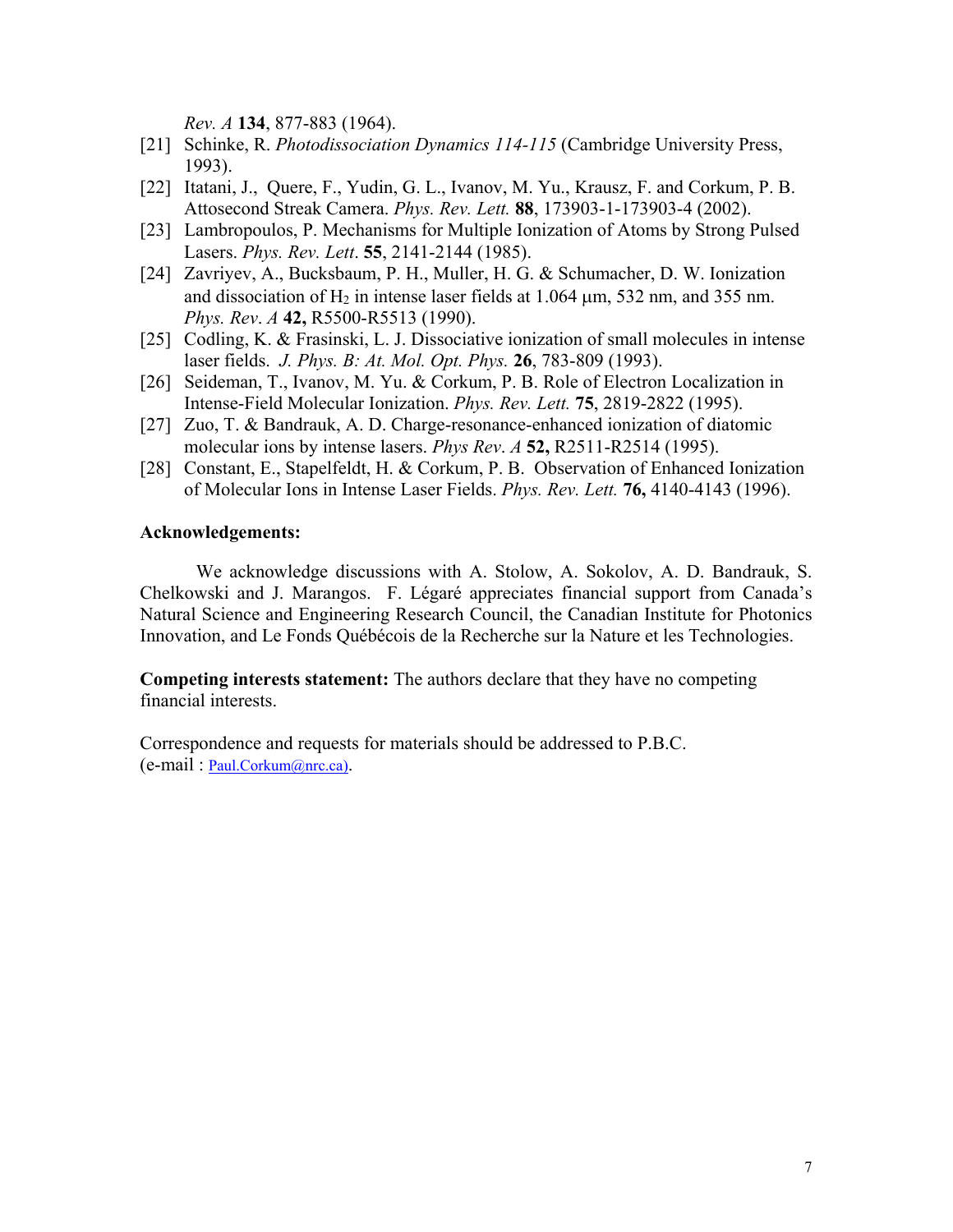*Rev. A* **134**, 877-883 (1964).

[21] Schinke, R. *Photodissociation Dynamics 114-115* (Cambridge University Press, 1993).

[22] Itatani, J., Quere, F., Yudin, G. L., Ivanov, M. Yu., Krausz, F. and Corkum, P. B. Attosecond Streak Camera. *Phys. Rev. Lett.* **88**, 173903-1-173903-4 (2002).

[23] Lambropoulos, P. Mechanisms for Multiple Ionization of Atoms by Strong Pulsed Lasers. *Phys. Rev. Lett*. **55**, 2141-2144 (1985).

[24] Zavriyev, A., Bucksbaum, P. H., Muller, H. G. & Schumacher, D. W. Ionization and dissociation of $H_2$ in intense laser fields at 1.064 μm, 532 nm, and 355 nm. *Phys. Rev*. *A* **42,** R5500-R5513 (1990).

[25] Codling, K. & Frasinski, L. J. Dissociative ionization of small molecules in intense laser fields. *J. Phys. B: At. Mol. Opt. Phys.* **26**, 783-809 (1993).

[26] Seideman, T., Ivanov, M. Yu. & Corkum, P. B. Role of Electron Localization in Intense-Field Molecular Ionization. *Phys. Rev. Lett.* **75**, 2819-2822 (1995).

[27] Zuo, T. & Bandrauk, A. D. Charge-resonance-enhanced ionization of diatomic molecular ions by intense lasers. *Phys Rev*. *A* **52,** R2511-R2514 (1995).

[28] Constant, E., Stapelfeldt, H. & Corkum, P. B. Observation of Enhanced Ionization of Molecular Ions in Intense Laser Fields. *Phys. Rev. Lett.* **76,** 4140-4143 (1996).

**Acknowledgements:**

We acknowledge discussions with A. Stolow, A. Sokolov, A. D. Bandrauk, S. Chelkowski and J. Marangos. F. Légaré appreciates financial support from Canada's Natural Science and Engineering Research Council, the Canadian Institute for Photonics Innovation, and Le Fonds Québécois de la Recherche sur la Nature et les Technologies.

**Competing interests statement:** The authors declare that they have no competing financial interests.

Correspondence and requests for materials should be addressed to P.B.C. (e-mail : Paul.Corkum@nrc.ca).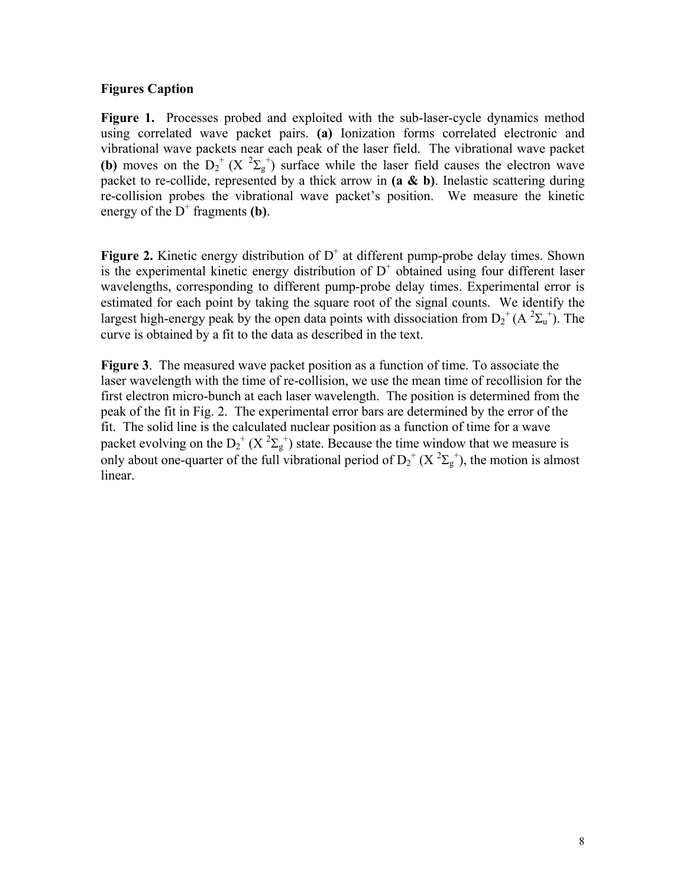**Figures Caption**

**Figure 1.** Processes probed and exploited with the sub-laser-cycle dynamics method using correlated wave packet pairs. **(a)** Ionization forms correlated electronic and vibrational wave packets near each peak of the laser field. The vibrational wave packet **(b)** moves on the $D_2^+$ ($X\ ^2\Sigma_g^+$) surface while the laser field causes the electron wave packet to re-collide, represented by a thick arrow in **(a & b)**. Inelastic scattering during re-collision probes the vibrational wave packet's position. We measure the kinetic energy of the $D^+$ fragments **(b)**.

**Figure 2.** Kinetic energy distribution of $D^+$ at different pump-probe delay times. Shown is the experimental kinetic energy distribution of $D^+$ obtained using four different laser wavelengths, corresponding to different pump-probe delay times. Experimental error is estimated for each point by taking the square root of the signal counts. We identify the largest high-energy peak by the open data points with dissociation from $D_2^+$ ($A\ ^2\Sigma_u^+$). The curve is obtained by a fit to the data as described in the text.

**Figure 3**. The measured wave packet position as a function of time. To associate the laser wavelength with the time of re-collision, we use the mean time of recollision for the first electron micro-bunch at each laser wavelength. The position is determined from the peak of the fit in Fig. 2. The experimental error bars are determined by the error of the fit. The solid line is the calculated nuclear position as a function of time for a wave packet evolving on the $D_2^+$ ($X\ ^2\Sigma_g^+$) state. Because the time window that we measure is only about one-quarter of the full vibrational period of $D_2^+$ ($X\ ^2\Sigma_g^+$), the motion is almost linear.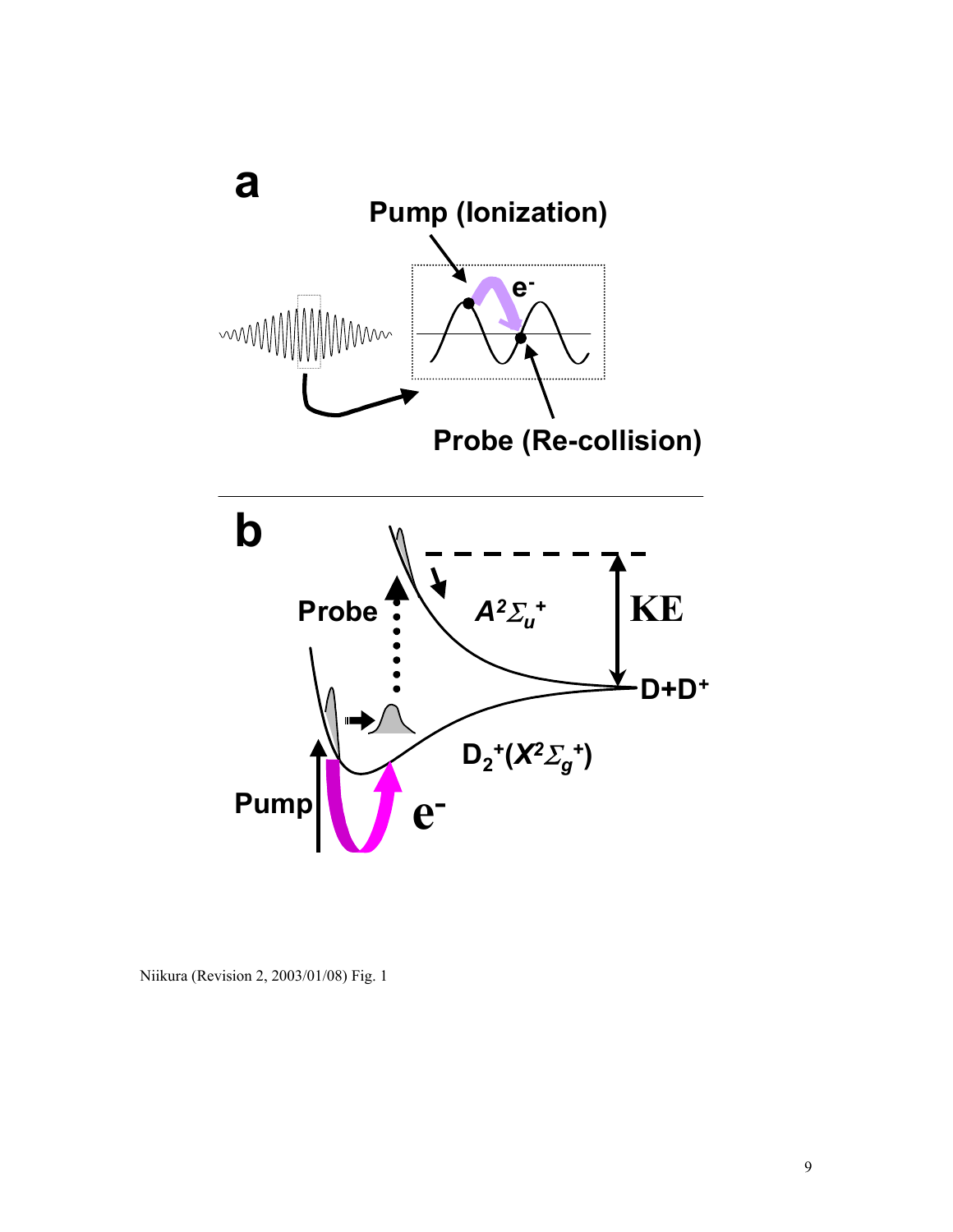Niikura (Revision 2, 2003/01/08) Fig. 1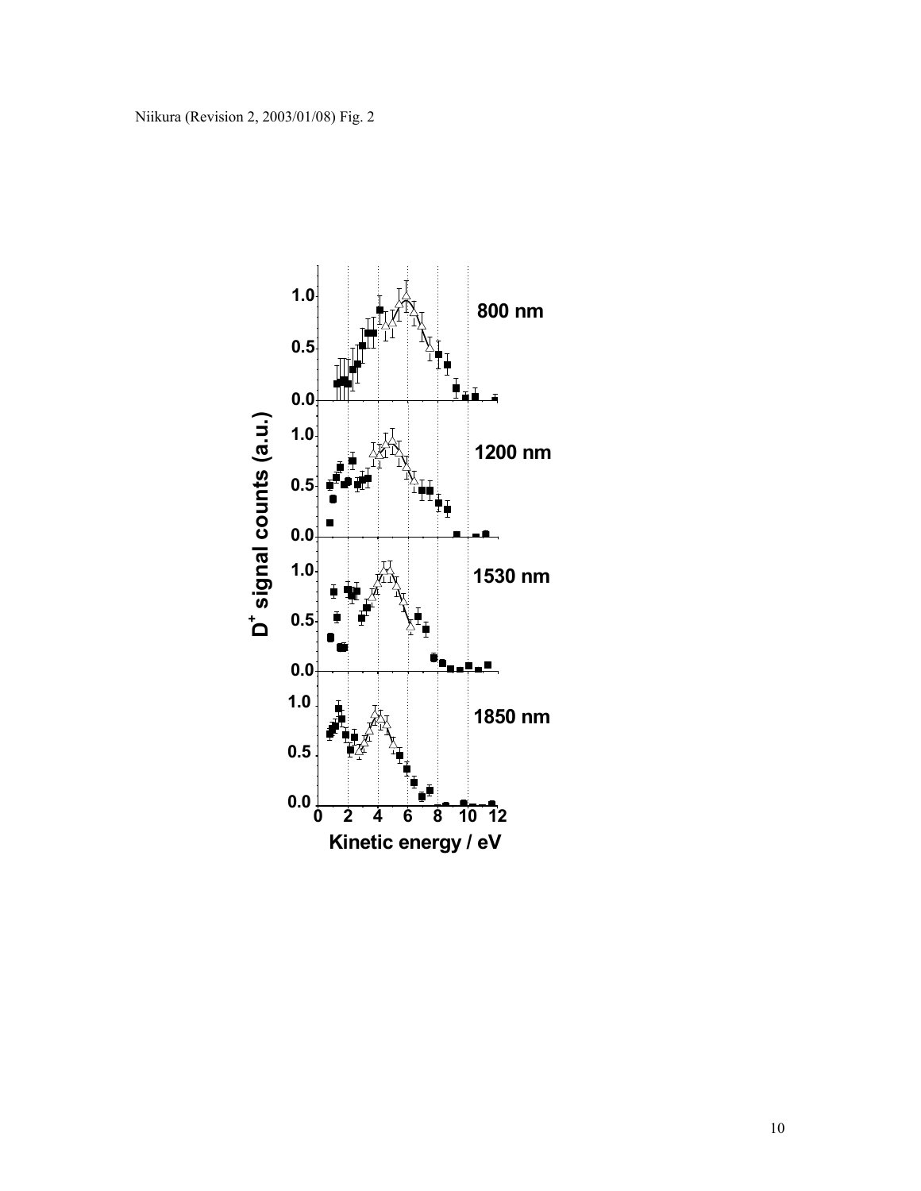Niikura (Revision 2, 2003/01/08) Fig. 2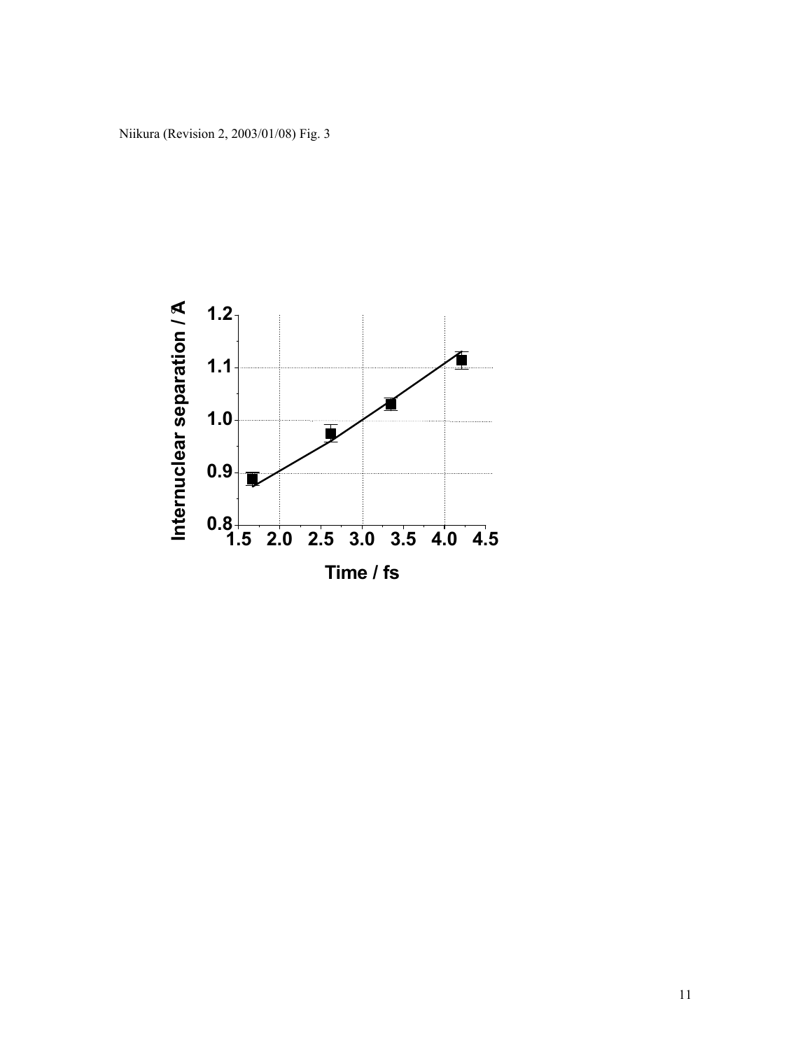Niikura (Revision 2, 2003/01/08) Fig. 3

Internuclear separation / Å

1.2

1.1

1.0

0.9

0.8

1.5 2.0 2.5 3.0 3.5 4.0 4.5

Time / fs